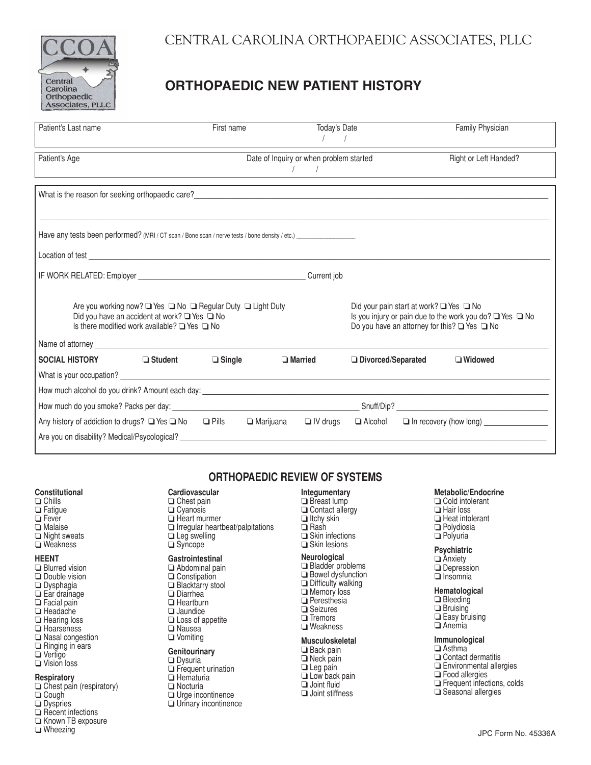CENTRAL CAROLINA ORTHOPAEDIC ASSOCIATES, PLLC

# ORTHOPAEDIC NEW PATIENT HISTORY

| Patient's Last name | First name | Today's Date / / | Family Physician |
|---|---|---|---|
| Patient's Age | | Date of Inquiry or when problem started / / | Right or Left Handed? |

What is the reason for seeking orthopaedic care? ______________________________

______________________________

Have any tests been performed? (MRI / CT scan / Bone scan / nerve tests / bone density / etc.) ______________

Location of test ______________________________

IF WORK RELATED: Employer ______________________________ Current job

Are you working now? ❑ Yes ❑ No ❑ Regular Duty ❑ Light Duty
Did you have an accident at work? ❑ Yes ❑ No
Is there modified work available? ❑ Yes ❑ No

Did your pain start at work? ❑ Yes ❑ No
Is you injury or pain due to the work you do? ❑ Yes ❑ No
Do you have an attorney for this? ❑ Yes ❑ No

Name of attorney ______________________________

**SOCIAL HISTORY** ❑ **Student** ❑ **Single** ❑ **Married** ❑ **Divorced/Separated** ❑ **Widowed**

What is your occupation? ______________________________

How much alcohol do you drink? Amount each day: ______________________________

How much do you smoke? Packs per day: ______________________________ Snuff/Dip? ______________________________

Any history of addiction to drugs? ❑ Yes ❑ No ❑ Pills ❑ Marijuana ❑ IV drugs ❑ Alcohol ❑ In recovery (how long) ______________

Are you on disability? Medical/Psycological? ______________________________

## ORTHOPAEDIC REVIEW OF SYSTEMS

**Constitutional**
- ❑ Chills
- ❑ Fatigue
- ❑ Fever
- ❑ Malaise
- ❑ Night sweats
- ❑ Weakness

**HEENT**
- ❑ Blurred vision
- ❑ Double vision
- ❑ Dysphagia
- ❑ Ear drainage
- ❑ Facial pain
- ❑ Headache
- ❑ Hearing loss
- ❑ Hoarseness
- ❑ Nasal congestion
- ❑ Ringing in ears
- ❑ Vertigo
- ❑ Vision loss

**Respiratory**
- ❑ Chest pain (respiratory)
- ❑ Cough
- ❑ Dyspries
- ❑ Recent infections
- ❑ Known TB exposure
- ❑ Wheezing

**Cardiovascular**
- ❑ Chest pain
- ❑ Cyanosis
- ❑ Heart murmer
- ❑ Irregular heartbeat/palpitations
- ❑ Leg swelling
- ❑ Syncope

**Gastrointestinal**
- ❑ Abdominal pain
- ❑ Constipation
- ❑ Blacktarry stool
- ❑ Diarrhea
- ❑ Heartburn
- ❑ Jaundice
- ❑ Loss of appetite
- ❑ Nausea
- ❑ Vomiting

**Genitourinary**
- ❑ Dysuria
- ❑ Frequent urination
- ❑ Hematuria
- ❑ Nocturia
- ❑ Urge incontinence
- ❑ Urinary incontinence

**Integumentary**
- ❑ Breast lump
- ❑ Contact allergy
- ❑ Itchy skin
- ❑ Rash
- ❑ Skin infections
- ❑ Skin lesions

**Neurological**
- ❑ Bladder problems
- ❑ Bowel dysfunction
- ❑ Difficulty walking
- ❑ Memory loss
- ❑ Peresthesia
- ❑ Seizures
- ❑ Tremors
- ❑ Weakness

**Musculoskeletal**
- ❑ Back pain
- ❑ Neck pain
- ❑ Leg pain
- ❑ Low back pain
- ❑ Joint fluid
- ❑ Joint stiffness

**Metabolic/Endocrine**
- ❑ Cold intolerant
- ❑ Hair loss
- ❑ Heat intolerant
- ❑ Polydiosia
- ❑ Polyuria

**Psychiatric**
- ❑ Anxiety
- ❑ Depression
- ❑ Insomnia

**Hematological**
- ❑ Bleeding
- ❑ Bruising
- ❑ Easy bruising
- ❑ Anemia

**Immunological**
- ❑ Asthma
- ❑ Contact dermatitis
- ❑ Environmental allergies
- ❑ Food allergies
- ❑ Frequent infections, colds
- ❑ Seasonal allergies

JPC Form No. 45336A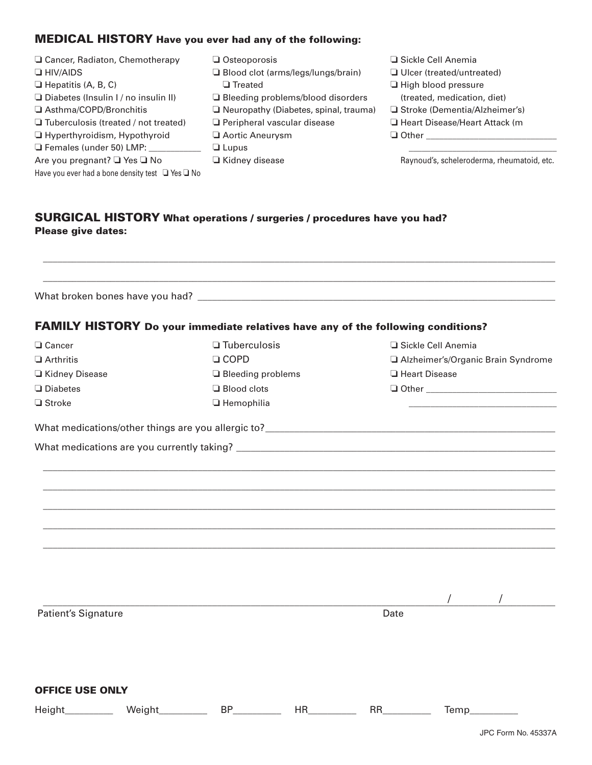## MEDICAL HISTORY **Have you ever had any of the following:**

- ❑ Cancer, Radiaton, Chemotherapy
- ❑ HIV/AIDS
- ❑ Hepatitis (A, B, C)
- ❑ Diabetes (Insulin I / no insulin II)
- ❑ Asthma/COPD/Bronchitis
- ❑ Tuberculosis (treated / not treated)
- ❑ Hyperthyroidism, Hypothyroid
- ❑ Females (under 50) LMP: ___________

Are you pregnant? ❑ Yes ❑ No

Have you ever had a bone density test ❑ Yes ❑ No

- ❑ Osteoporosis
- ❑ Blood clot (arms/legs/lungs/brain)
  - ❑ Treated
- ❑ Bleeding problems/blood disorders
- ❑ Neuropathy (Diabetes, spinal, trauma)
- ❑ Peripheral vascular disease
- ❑ Aortic Aneurysm
- ❑ Lupus
- ❑ Kidney disease

- ❑ Sickle Cell Anemia
- ❑ Ulcer (treated/untreated)
- ❑ High blood pressure (treated, medication, diet)
- ❑ Stroke (Dementia/Alzheimer's)
- ❑ Heart Disease/Heart Attack (m
- ❑ Other ___________________________

  ___________________________

  Raynoud's, scheleroderma, rheumatoid, etc.

## SURGICAL HISTORY **What operations / surgeries / procedures have you had? Please give dates:**

___________________________________________________________________________

___________________________________________________________________________

What broken bones have you had? ___________________________________________

## FAMILY HISTORY **Do your immediate relatives have any of the following conditions?**

- ❑ Cancer
- ❑ Arthritis
- ❑ Kidney Disease
- ❑ Diabetes
- ❑ Stroke

- ❑ Tuberculosis
- ❑ COPD
- ❑ Bleeding problems
- ❑ Blood clots
- ❑ Hemophilia

- ❑ Sickle Cell Anemia
- ❑ Alzheimer's/Organic Brain Syndrome
- ❑ Heart Disease
- ❑ Other ___________________________

  ___________________________

What medications/other things are you allergic to? ___________________________________________

What medications are you currently taking? ___________________________________________

___________________________________________________________________________

___________________________________________________________________________

___________________________________________________________________________

___________________________________________________________________________

___________________________________________________________________________

___________________________________________________________________________ / / __________

Patient's Signature Date

**OFFICE USE ONLY**

Height_________ Weight_________ BP_________ HR_________ RR_________ Temp_________

JPC Form No. 45337A